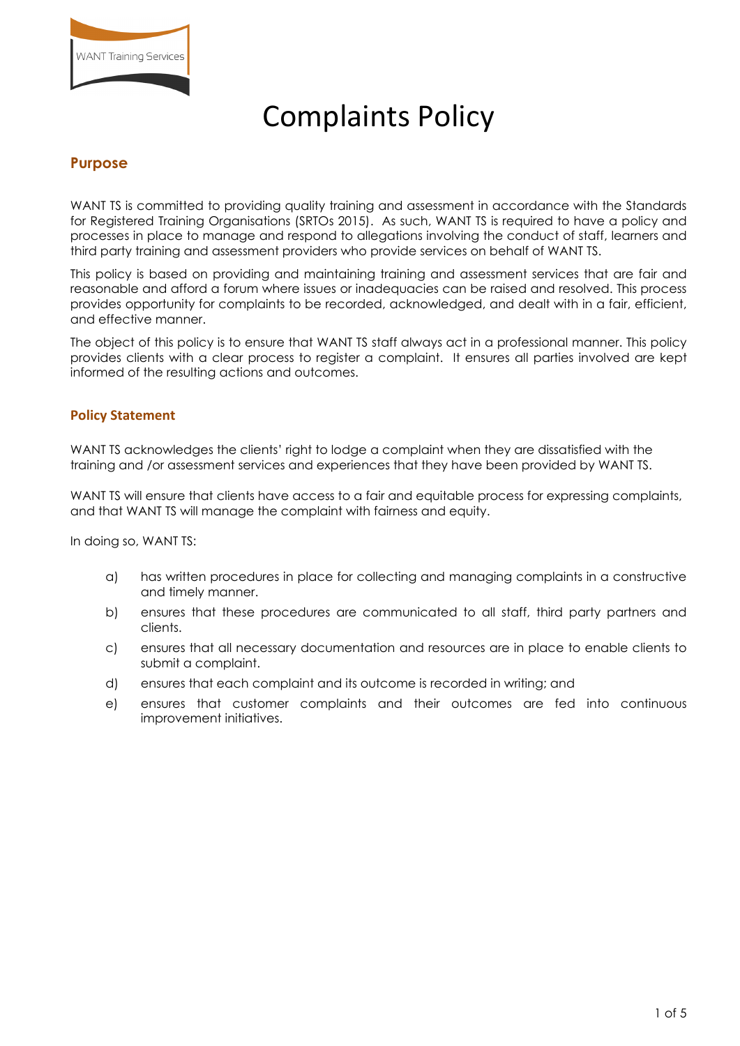# Complaints Policy

## Purpose

WANT TS is committed to providing quality training and assessment in accordance with the Standards for Registered Training Organisations (SRTOs 2015). As such, WANT TS is required to have a policy and processes in place to manage and respond to allegations involving the conduct of staff, learners and third party training and assessment providers who provide services on behalf of WANT TS.

This policy is based on providing and maintaining training and assessment services that are fair and reasonable and afford a forum where issues or inadequacies can be raised and resolved. This process provides opportunity for complaints to be recorded, acknowledged, and dealt with in a fair, efficient, and effective manner.

The object of this policy is to ensure that WANT TS staff always act in a professional manner. This policy provides clients with a clear process to register a complaint. It ensures all parties involved are kept informed of the resulting actions and outcomes.

## Policy Statement

WANT TS acknowledges the clients' right to lodge a complaint when they are dissatisfied with the training and /or assessment services and experiences that they have been provided by WANT TS.

WANT TS will ensure that clients have access to a fair and equitable process for expressing complaints, and that WANT TS will manage the complaint with fairness and equity.

In doing so, WANT TS:

a) has written procedures in place for collecting and managing complaints in a constructive and timely manner.

b) ensures that these procedures are communicated to all staff, third party partners and clients.

c) ensures that all necessary documentation and resources are in place to enable clients to submit a complaint.

d) ensures that each complaint and its outcome is recorded in writing; and

e) ensures that customer complaints and their outcomes are fed into continuous improvement initiatives.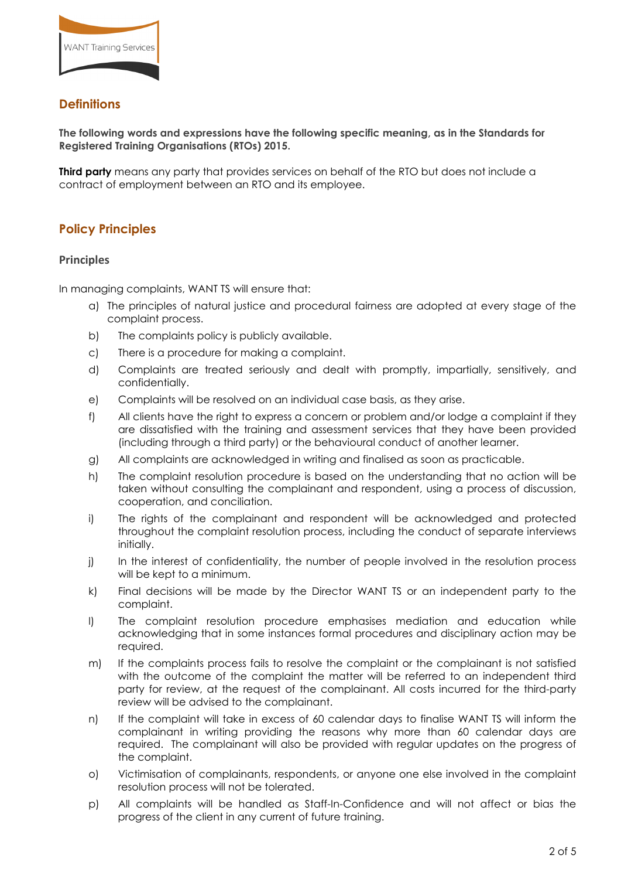## Definitions

**The following words and expressions have the following specific meaning, as in the Standards for Registered Training Organisations (RTOs) 2015.**

**Third party** means any party that provides services on behalf of the RTO but does not include a contract of employment between an RTO and its employee.

## Policy Principles

### Principles

In managing complaints, WANT TS will ensure that:

a) The principles of natural justice and procedural fairness are adopted at every stage of the complaint process.

b) The complaints policy is publicly available.

c) There is a procedure for making a complaint.

d) Complaints are treated seriously and dealt with promptly, impartially, sensitively, and confidentially.

e) Complaints will be resolved on an individual case basis, as they arise.

f) All clients have the right to express a concern or problem and/or lodge a complaint if they are dissatisfied with the training and assessment services that they have been provided (including through a third party) or the behavioural conduct of another learner.

g) All complaints are acknowledged in writing and finalised as soon as practicable.

h) The complaint resolution procedure is based on the understanding that no action will be taken without consulting the complainant and respondent, using a process of discussion, cooperation, and conciliation.

i) The rights of the complainant and respondent will be acknowledged and protected throughout the complaint resolution process, including the conduct of separate interviews initially.

j) In the interest of confidentiality, the number of people involved in the resolution process will be kept to a minimum.

k) Final decisions will be made by the Director WANT TS or an independent party to the complaint.

l) The complaint resolution procedure emphasises mediation and education while acknowledging that in some instances formal procedures and disciplinary action may be required.

m) If the complaints process fails to resolve the complaint or the complainant is not satisfied with the outcome of the complaint the matter will be referred to an independent third party for review, at the request of the complainant. All costs incurred for the third-party review will be advised to the complainant.

n) If the complaint will take in excess of 60 calendar days to finalise WANT TS will inform the complainant in writing providing the reasons why more than 60 calendar days are required. The complainant will also be provided with regular updates on the progress of the complaint.

o) Victimisation of complainants, respondents, or anyone one else involved in the complaint resolution process will not be tolerated.

p) All complaints will be handled as Staff-In-Confidence and will not affect or bias the progress of the client in any current of future training.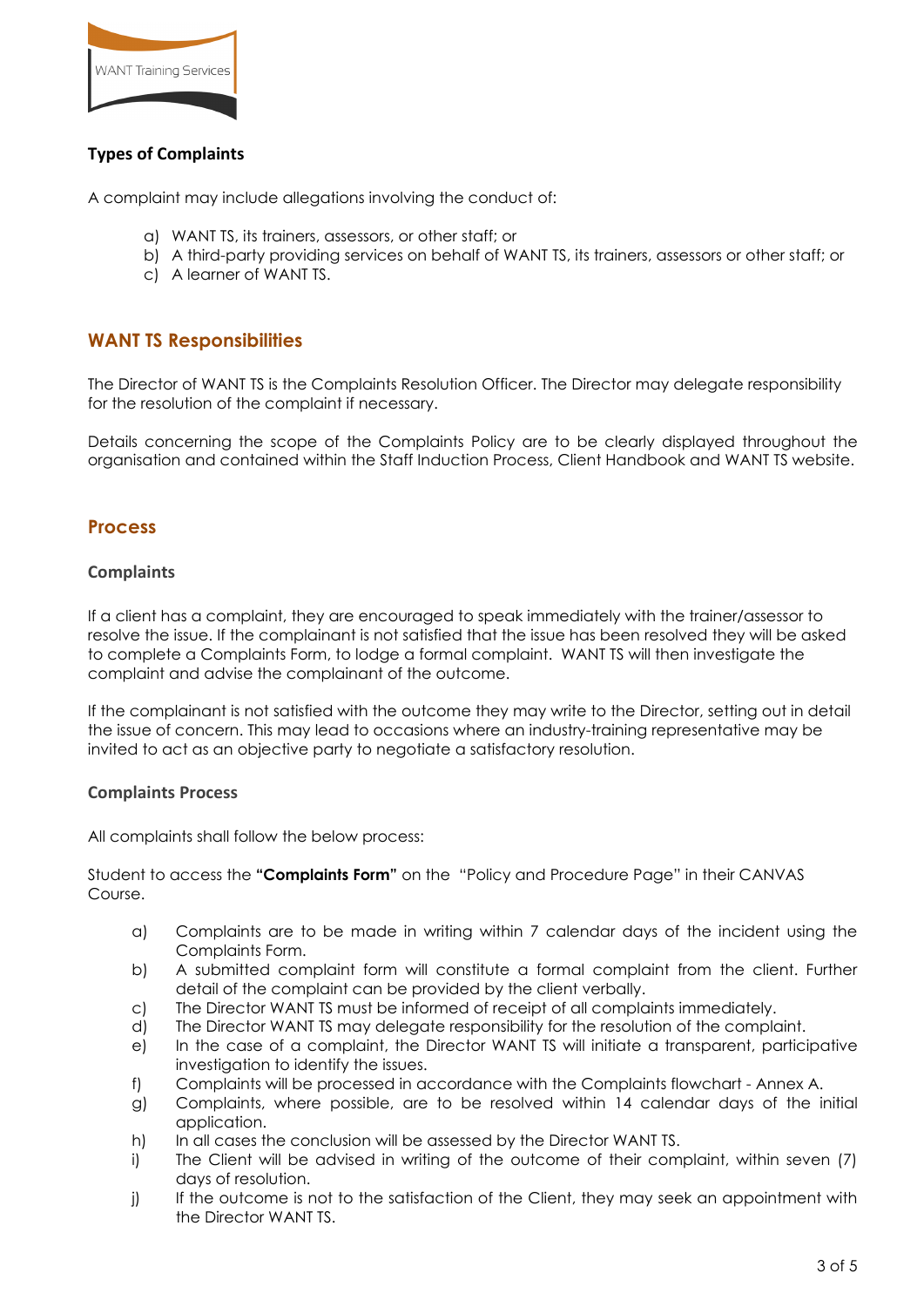### Types of Complaints

A complaint may include allegations involving the conduct of:

a) WANT TS, its trainers, assessors, or other staff; or
b) A third-party providing services on behalf of WANT TS, its trainers, assessors or other staff; or
c) A learner of WANT TS.

## WANT TS Responsibilities

The Director of WANT TS is the Complaints Resolution Officer. The Director may delegate responsibility for the resolution of the complaint if necessary.

Details concerning the scope of the Complaints Policy are to be clearly displayed throughout the organisation and contained within the Staff Induction Process, Client Handbook and WANT TS website.

## Process

### Complaints

If a client has a complaint, they are encouraged to speak immediately with the trainer/assessor to resolve the issue. If the complainant is not satisfied that the issue has been resolved they will be asked to complete a Complaints Form, to lodge a formal complaint. WANT TS will then investigate the complaint and advise the complainant of the outcome.

If the complainant is not satisfied with the outcome they may write to the Director, setting out in detail the issue of concern. This may lead to occasions where an industry-training representative may be invited to act as an objective party to negotiate a satisfactory resolution.

### Complaints Process

All complaints shall follow the below process:

Student to access the **"Complaints Form"** on the "Policy and Procedure Page" in their CANVAS Course.

a) Complaints are to be made in writing within 7 calendar days of the incident using the Complaints Form.
b) A submitted complaint form will constitute a formal complaint from the client. Further detail of the complaint can be provided by the client verbally.
c) The Director WANT TS must be informed of receipt of all complaints immediately.
d) The Director WANT TS may delegate responsibility for the resolution of the complaint.
e) In the case of a complaint, the Director WANT TS will initiate a transparent, participative investigation to identify the issues.
f) Complaints will be processed in accordance with the Complaints flowchart - Annex A.
g) Complaints, where possible, are to be resolved within 14 calendar days of the initial application.
h) In all cases the conclusion will be assessed by the Director WANT TS.
i) The Client will be advised in writing of the outcome of their complaint, within seven (7) days of resolution.
j) If the outcome is not to the satisfaction of the Client, they may seek an appointment with the Director WANT TS.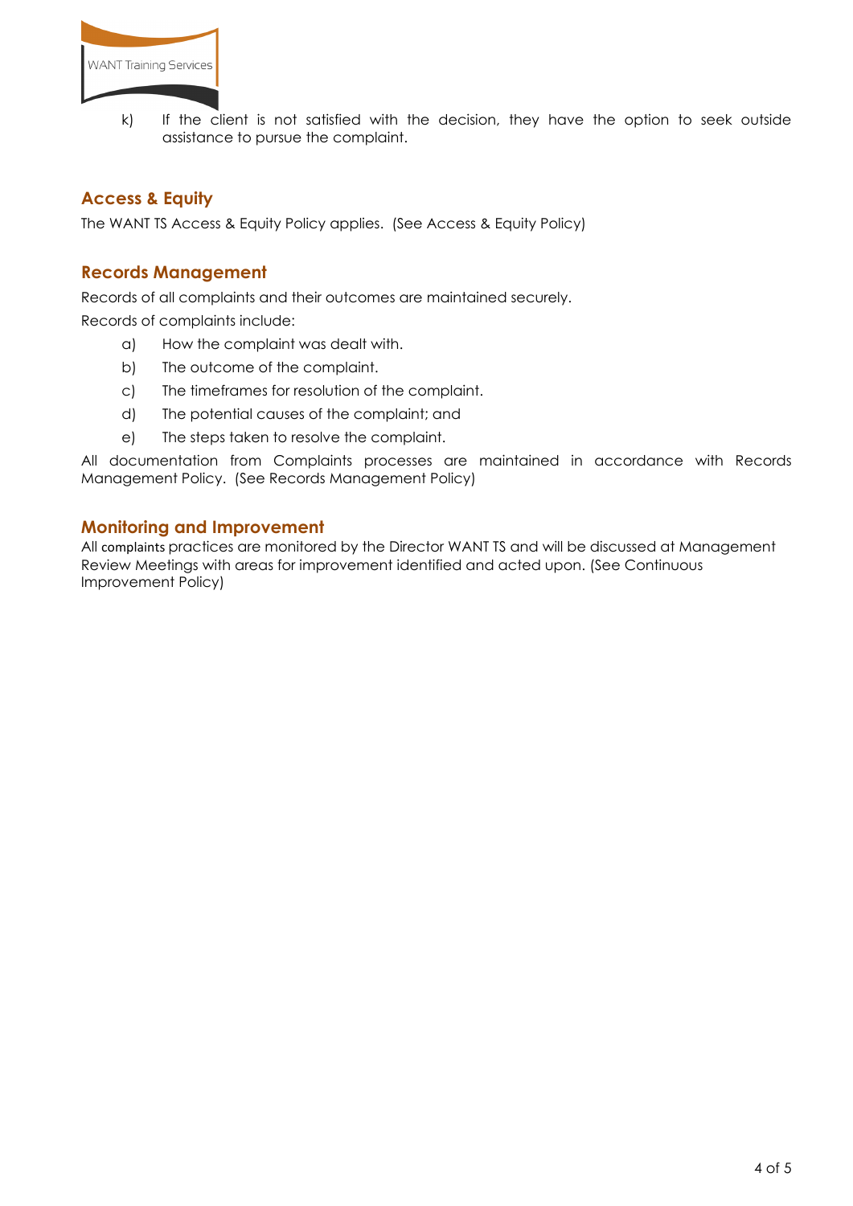k) If the client is not satisfied with the decision, they have the option to seek outside assistance to pursue the complaint.

## Access & Equity

The WANT TS Access & Equity Policy applies. (See Access & Equity Policy)

## Records Management

Records of all complaints and their outcomes are maintained securely.

Records of complaints include:

a) How the complaint was dealt with.

b) The outcome of the complaint.

c) The timeframes for resolution of the complaint.

d) The potential causes of the complaint; and

e) The steps taken to resolve the complaint.

All documentation from Complaints processes are maintained in accordance with Records Management Policy. (See Records Management Policy)

## Monitoring and Improvement

All complaints practices are monitored by the Director WANT TS and will be discussed at Management Review Meetings with areas for improvement identified and acted upon. (See Continuous Improvement Policy)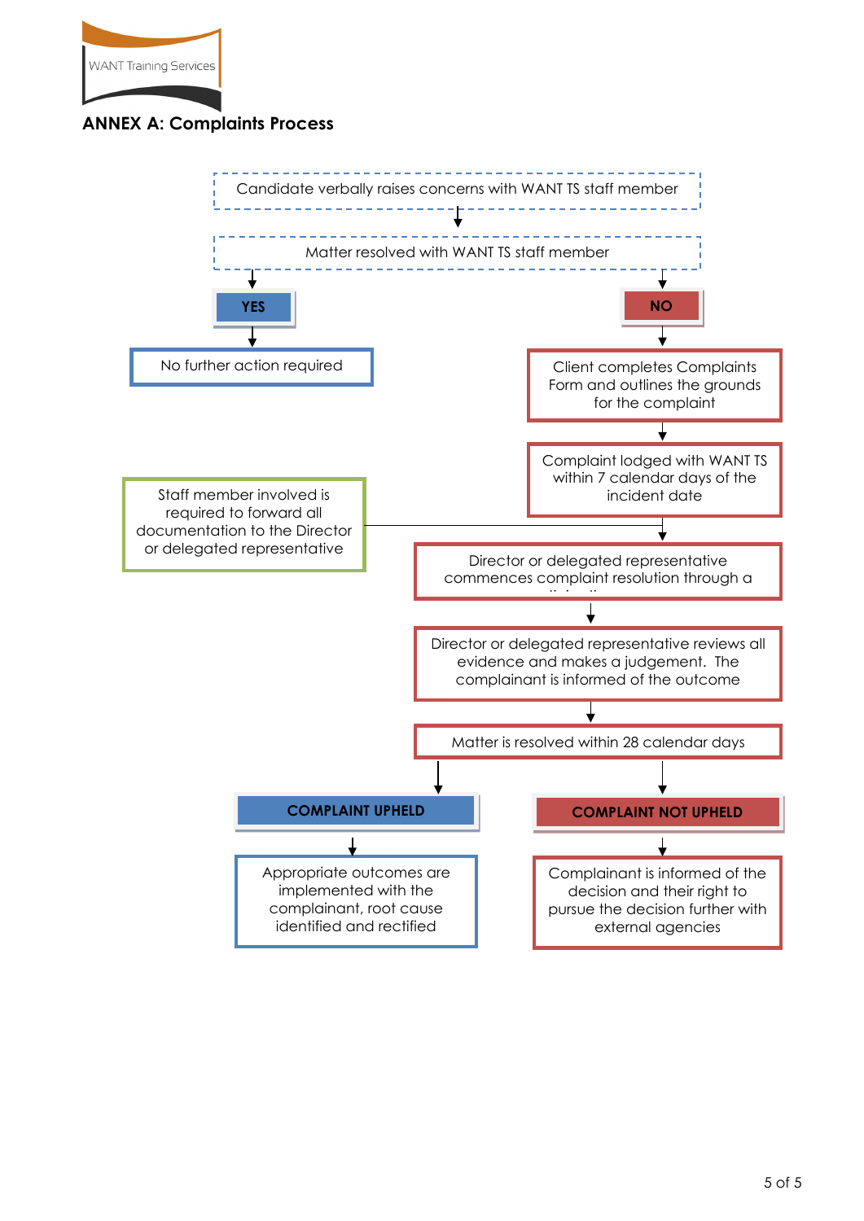## ANNEX A: Complaints Process

Candidate verbally raises concerns with WANT TS staff member

Matter resolved with WANT TS staff member

YES

No further action required

NO

Client completes Complaints Form and outlines the grounds for the complaint

Complaint lodged with WANT TS within 7 calendar days of the incident date

Staff member involved is required to forward all documentation to the Director or delegated representative

Director or delegated representative commences complaint resolution through a

Director or delegated representative reviews all evidence and makes a judgement. The complainant is informed of the outcome

Matter is resolved within 28 calendar days

COMPLAINT UPHELD

Appropriate outcomes are implemented with the complainant, root cause identified and rectified

COMPLAINT NOT UPHELD

Complainant is informed of the decision and their right to pursue the decision further with external agencies